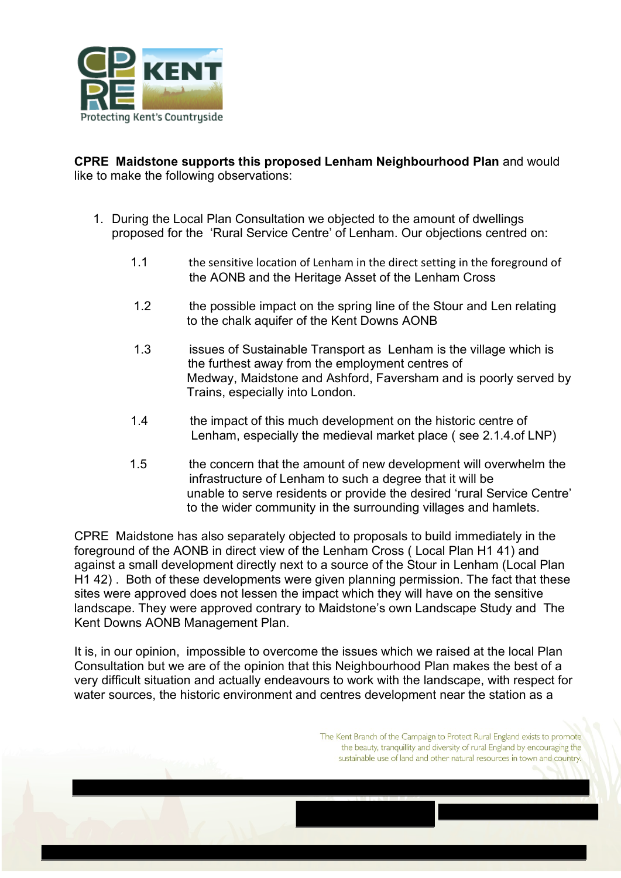CPRE KENT

Protecting Kent's Countryside

**CPRE Maidstone supports this proposed Lenham Neighbourhood Plan** and would like to make the following observations:

1. During the Local Plan Consultation we objected to the amount of dwellings proposed for the 'Rural Service Centre' of Lenham. Our objections centred on:

   1.1 the sensitive location of Lenham in the direct setting in the foreground of the AONB and the Heritage Asset of the Lenham Cross

   1.2 the possible impact on the spring line of the Stour and Len relating to the chalk aquifer of the Kent Downs AONB

   1.3 issues of Sustainable Transport as Lenham is the village which is the furthest away from the employment centres of Medway, Maidstone and Ashford, Faversham and is poorly served by Trains, especially into London.

   1.4 the impact of this much development on the historic centre of Lenham, especially the medieval market place ( see 2.1.4.of LNP)

   1.5 the concern that the amount of new development will overwhelm the infrastructure of Lenham to such a degree that it will be unable to serve residents or provide the desired 'rural Service Centre' to the wider community in the surrounding villages and hamlets.

CPRE Maidstone has also separately objected to proposals to build immediately in the foreground of the AONB in direct view of the Lenham Cross ( Local Plan H1 41) and against a small development directly next to a source of the Stour in Lenham (Local Plan H1 42) . Both of these developments were given planning permission. The fact that these sites were approved does not lessen the impact which they will have on the sensitive landscape. They were approved contrary to Maidstone's own Landscape Study and The Kent Downs AONB Management Plan.

It is, in our opinion, impossible to overcome the issues which we raised at the local Plan Consultation but we are of the opinion that this Neighbourhood Plan makes the best of a very difficult situation and actually endeavours to work with the landscape, with respect for water sources, the historic environment and centres development near the station as a

The Kent Branch of the Campaign to Protect Rural England exists to promote the beauty, tranquillity and diversity of rural England by encouraging the sustainable use of land and other natural resources in town and country.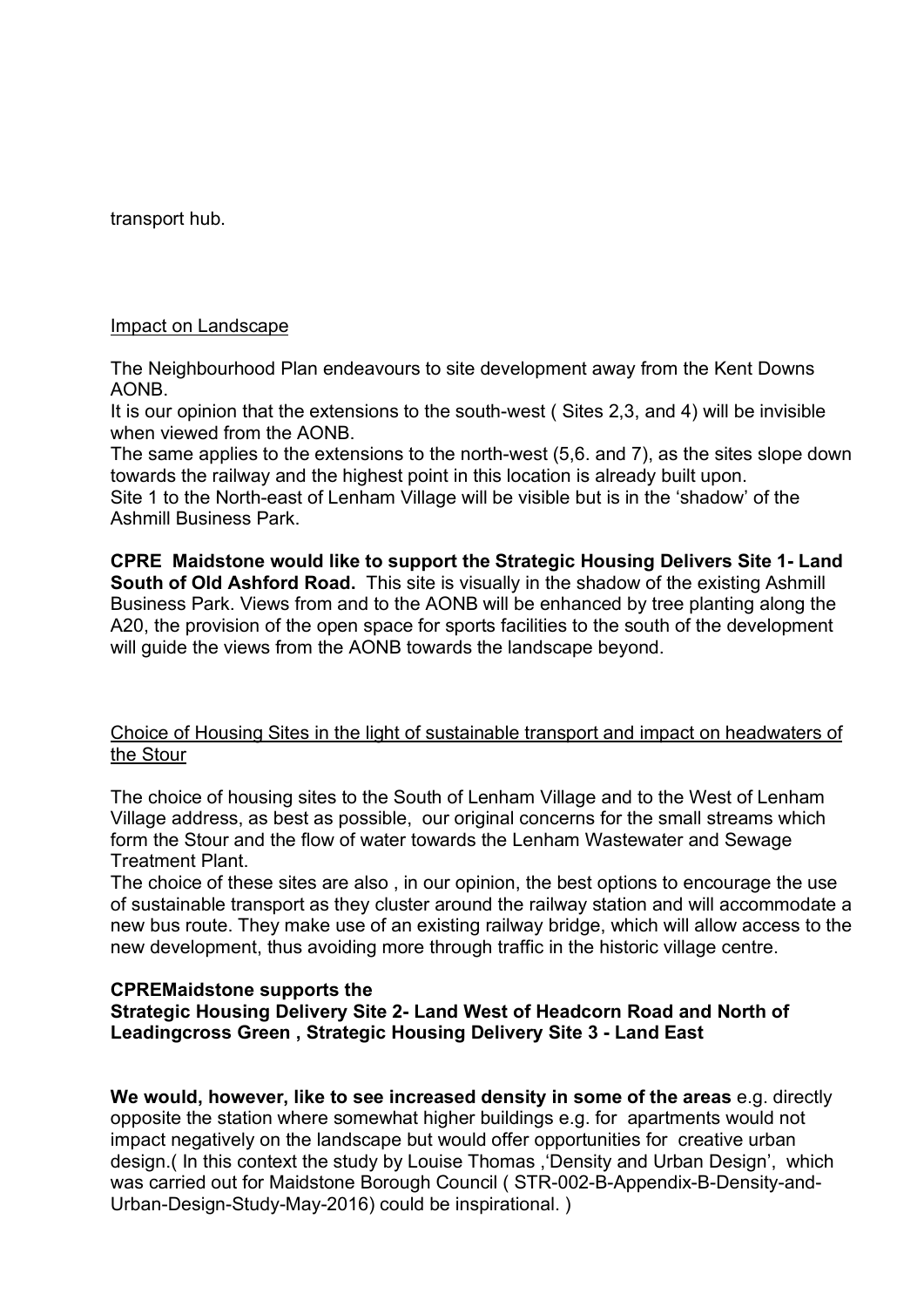transport hub.

Impact on Landscape

The Neighbourhood Plan endeavours to site development away from the Kent Downs AONB.
It is our opinion that the extensions to the south-west ( Sites 2,3, and 4) will be invisible when viewed from the AONB.
The same applies to the extensions to the north-west (5,6. and 7), as the sites slope down towards the railway and the highest point in this location is already built upon.
Site 1 to the North-east of Lenham Village will be visible but is in the 'shadow' of the Ashmill Business Park.

**CPRE Maidstone would like to support the Strategic Housing Delivers Site 1- Land South of Old Ashford Road.** This site is visually in the shadow of the existing Ashmill Business Park. Views from and to the AONB will be enhanced by tree planting along the A20, the provision of the open space for sports facilities to the south of the development will guide the views from the AONB towards the landscape beyond.

Choice of Housing Sites in the light of sustainable transport and impact on headwaters of the Stour

The choice of housing sites to the South of Lenham Village and to the West of Lenham Village address, as best as possible, our original concerns for the small streams which form the Stour and the flow of water towards the Lenham Wastewater and Sewage Treatment Plant.
The choice of these sites are also , in our opinion, the best options to encourage the use of sustainable transport as they cluster around the railway station and will accommodate a new bus route. They make use of an existing railway bridge, which will allow access to the new development, thus avoiding more through traffic in the historic village centre.

**CPREMaidstone supports the**
**Strategic Housing Delivery Site 2- Land West of Headcorn Road and North of Leadingcross Green , Strategic Housing Delivery Site 3 - Land East**

**We would, however, like to see increased density in some of the areas** e.g. directly opposite the station where somewhat higher buildings e.g. for apartments would not impact negatively on the landscape but would offer opportunities for creative urban design.( In this context the study by Louise Thomas ,'Density and Urban Design', which was carried out for Maidstone Borough Council ( STR-002-B-Appendix-B-Density-and-Urban-Design-Study-May-2016) could be inspirational. )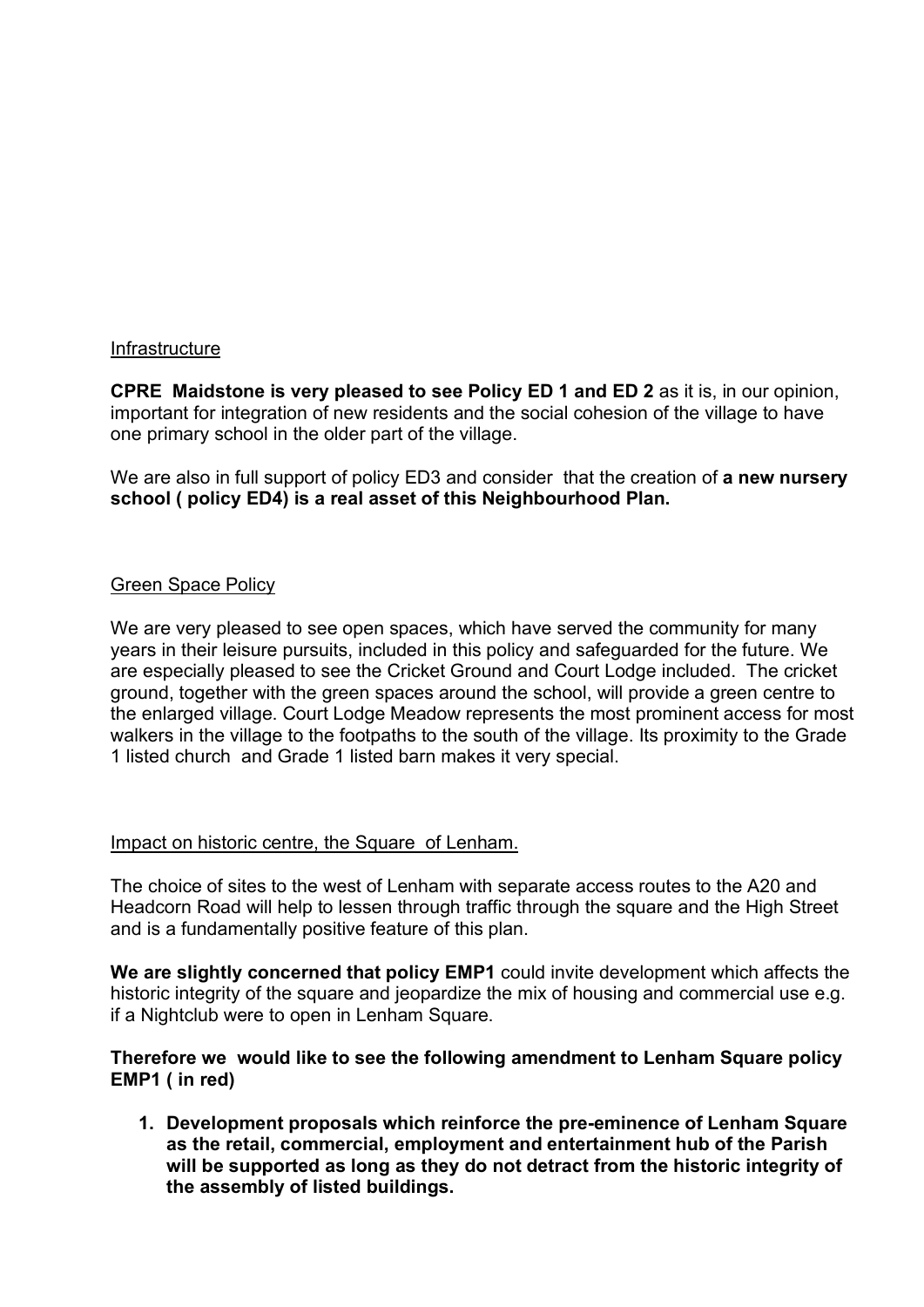Infrastructure

**CPRE Maidstone is very pleased to see Policy ED 1 and ED 2** as it is, in our opinion, important for integration of new residents and the social cohesion of the village to have one primary school in the older part of the village.

We are also in full support of policy ED3 and consider that the creation of **a new nursery school ( policy ED4) is a real asset of this Neighbourhood Plan.**

Green Space Policy

We are very pleased to see open spaces, which have served the community for many years in their leisure pursuits, included in this policy and safeguarded for the future. We are especially pleased to see the Cricket Ground and Court Lodge included. The cricket ground, together with the green spaces around the school, will provide a green centre to the enlarged village. Court Lodge Meadow represents the most prominent access for most walkers in the village to the footpaths to the south of the village. Its proximity to the Grade 1 listed church and Grade 1 listed barn makes it very special.

Impact on historic centre, the Square of Lenham.

The choice of sites to the west of Lenham with separate access routes to the A20 and Headcorn Road will help to lessen through traffic through the square and the High Street and is a fundamentally positive feature of this plan.

**We are slightly concerned that policy EMP1** could invite development which affects the historic integrity of the square and jeopardize the mix of housing and commercial use e.g. if a Nightclub were to open in Lenham Square.

**Therefore we would like to see the following amendment to Lenham Square policy EMP1 ( in red)**

1. **Development proposals which reinforce the pre-eminence of Lenham Square as the retail, commercial, employment and entertainment hub of the Parish will be supported as long as they do not detract from the historic integrity of the assembly of listed buildings.**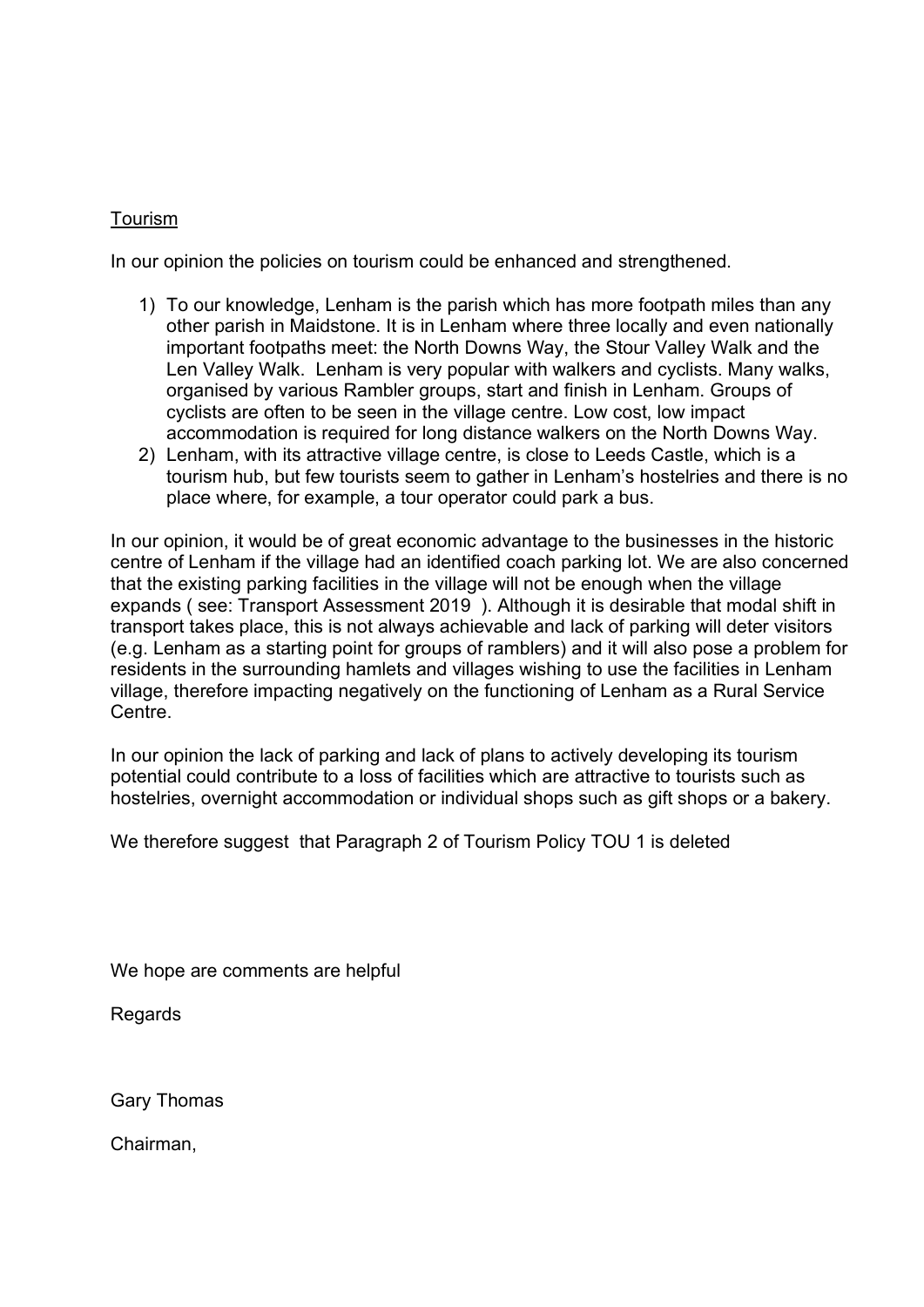Tourism

In our opinion the policies on tourism could be enhanced and strengthened.

1) To our knowledge, Lenham is the parish which has more footpath miles than any other parish in Maidstone. It is in Lenham where three locally and even nationally important footpaths meet: the North Downs Way, the Stour Valley Walk and the Len Valley Walk. Lenham is very popular with walkers and cyclists. Many walks, organised by various Rambler groups, start and finish in Lenham. Groups of cyclists are often to be seen in the village centre. Low cost, low impact accommodation is required for long distance walkers on the North Downs Way.
2) Lenham, with its attractive village centre, is close to Leeds Castle, which is a tourism hub, but few tourists seem to gather in Lenham's hostelries and there is no place where, for example, a tour operator could park a bus.

In our opinion, it would be of great economic advantage to the businesses in the historic centre of Lenham if the village had an identified coach parking lot. We are also concerned that the existing parking facilities in the village will not be enough when the village expands ( see: Transport Assessment 2019 ). Although it is desirable that modal shift in transport takes place, this is not always achievable and lack of parking will deter visitors (e.g. Lenham as a starting point for groups of ramblers) and it will also pose a problem for residents in the surrounding hamlets and villages wishing to use the facilities in Lenham village, therefore impacting negatively on the functioning of Lenham as a Rural Service Centre.

In our opinion the lack of parking and lack of plans to actively developing its tourism potential could contribute to a loss of facilities which are attractive to tourists such as hostelries, overnight accommodation or individual shops such as gift shops or a bakery.

We therefore suggest that Paragraph 2 of Tourism Policy TOU 1 is deleted

We hope are comments are helpful

Regards

Gary Thomas

Chairman,